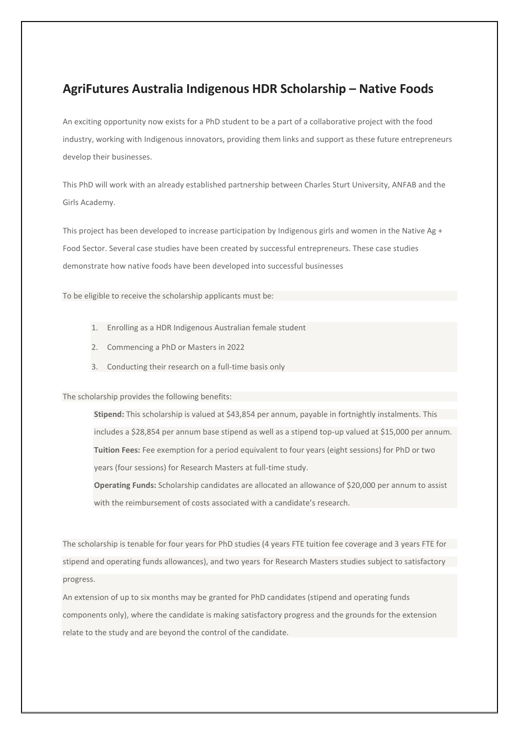# AgriFutures Australia Indigenous HDR Scholarship – Native Foods

An exciting opportunity now exists for a PhD student to be a part of a collaborative project with the food industry, working with Indigenous innovators, providing them links and support as these future entrepreneurs develop their businesses.

This PhD will work with an already established partnership between Charles Sturt University, ANFAB and the Girls Academy.

This project has been developed to increase participation by Indigenous girls and women in the Native Ag + Food Sector. Several case studies have been created by successful entrepreneurs. These case studies demonstrate how native foods have been developed into successful businesses

To be eligible to receive the scholarship applicants must be:

1. Enrolling as a HDR Indigenous Australian female student
2. Commencing a PhD or Masters in 2022
3. Conducting their research on a full-time basis only

The scholarship provides the following benefits:

**Stipend:** This scholarship is valued at $43,854 per annum, payable in fortnightly instalments. This includes a $28,854 per annum base stipend as well as a stipend top-up valued at $15,000 per annum.
**Tuition Fees:** Fee exemption for a period equivalent to four years (eight sessions) for PhD or two years (four sessions) for Research Masters at full-time study.
**Operating Funds:** Scholarship candidates are allocated an allowance of $20,000 per annum to assist with the reimbursement of costs associated with a candidate's research.

The scholarship is tenable for four years for PhD studies (4 years FTE tuition fee coverage and 3 years FTE for stipend and operating funds allowances), and two years for Research Masters studies subject to satisfactory progress.

An extension of up to six months may be granted for PhD candidates (stipend and operating funds components only), where the candidate is making satisfactory progress and the grounds for the extension relate to the study and are beyond the control of the candidate.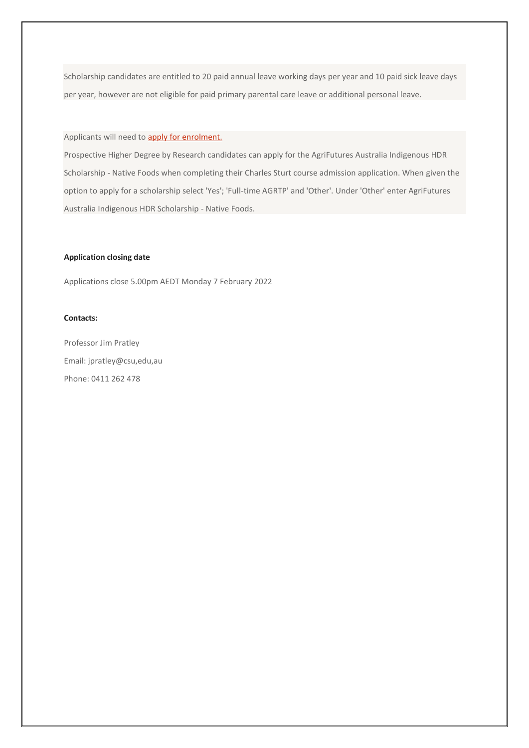Scholarship candidates are entitled to 20 paid annual leave working days per year and 10 paid sick leave days per year, however are not eligible for paid primary parental care leave or additional personal leave.

Applicants will need to apply for enrolment.

Prospective Higher Degree by Research candidates can apply for the AgriFutures Australia Indigenous HDR Scholarship - Native Foods when completing their Charles Sturt course admission application. When given the option to apply for a scholarship select 'Yes'; 'Full-time AGRTP' and 'Other'. Under 'Other' enter AgriFutures Australia Indigenous HDR Scholarship - Native Foods.

**Application closing date**

Applications close 5.00pm AEDT Monday 7 February 2022

**Contacts:**

Professor Jim Pratley

Email: jpratley@csu,edu,au

Phone: 0411 262 478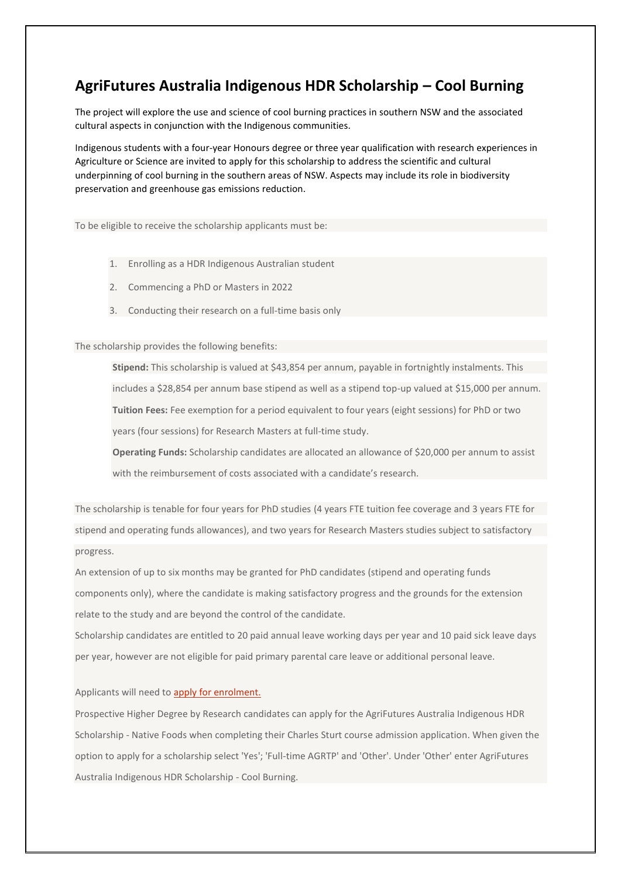# AgriFutures Australia Indigenous HDR Scholarship – Cool Burning

The project will explore the use and science of cool burning practices in southern NSW and the associated cultural aspects in conjunction with the Indigenous communities.

Indigenous students with a four-year Honours degree or three year qualification with research experiences in Agriculture or Science are invited to apply for this scholarship to address the scientific and cultural underpinning of cool burning in the southern areas of NSW. Aspects may include its role in biodiversity preservation and greenhouse gas emissions reduction.

To be eligible to receive the scholarship applicants must be:

1. Enrolling as a HDR Indigenous Australian student
2. Commencing a PhD or Masters in 2022
3. Conducting their research on a full-time basis only

The scholarship provides the following benefits:

**Stipend:** This scholarship is valued at $43,854 per annum, payable in fortnightly instalments. This includes a $28,854 per annum base stipend as well as a stipend top-up valued at $15,000 per annum.
**Tuition Fees:** Fee exemption for a period equivalent to four years (eight sessions) for PhD or two years (four sessions) for Research Masters at full-time study.
**Operating Funds:** Scholarship candidates are allocated an allowance of $20,000 per annum to assist with the reimbursement of costs associated with a candidate's research.

The scholarship is tenable for four years for PhD studies (4 years FTE tuition fee coverage and 3 years FTE for stipend and operating funds allowances), and two years for Research Masters studies subject to satisfactory progress.
An extension of up to six months may be granted for PhD candidates (stipend and operating funds components only), where the candidate is making satisfactory progress and the grounds for the extension relate to the study and are beyond the control of the candidate.
Scholarship candidates are entitled to 20 paid annual leave working days per year and 10 paid sick leave days per year, however are not eligible for paid primary parental care leave or additional personal leave.

Applicants will need to apply for enrolment.
Prospective Higher Degree by Research candidates can apply for the AgriFutures Australia Indigenous HDR Scholarship - Native Foods when completing their Charles Sturt course admission application. When given the option to apply for a scholarship select 'Yes'; 'Full-time AGRTP' and 'Other'. Under 'Other' enter AgriFutures Australia Indigenous HDR Scholarship - Cool Burning.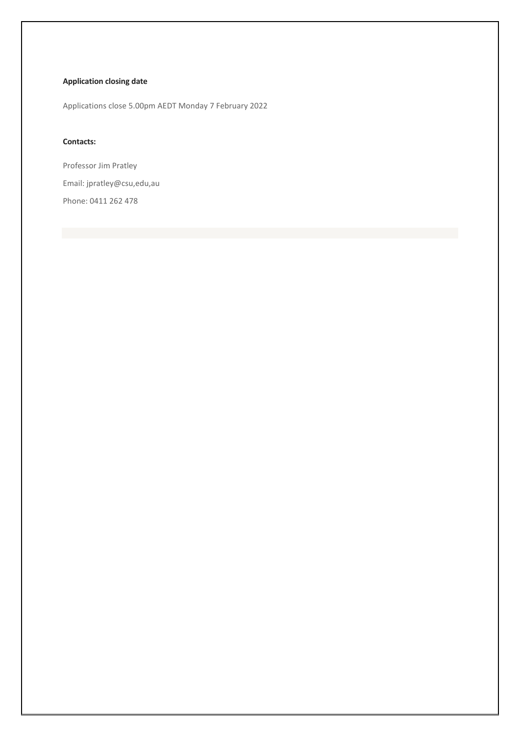**Application closing date**

Applications close 5.00pm AEDT Monday 7 February 2022

**Contacts:**

Professor Jim Pratley

Email: jpratley@csu,edu,au

Phone: 0411 262 478